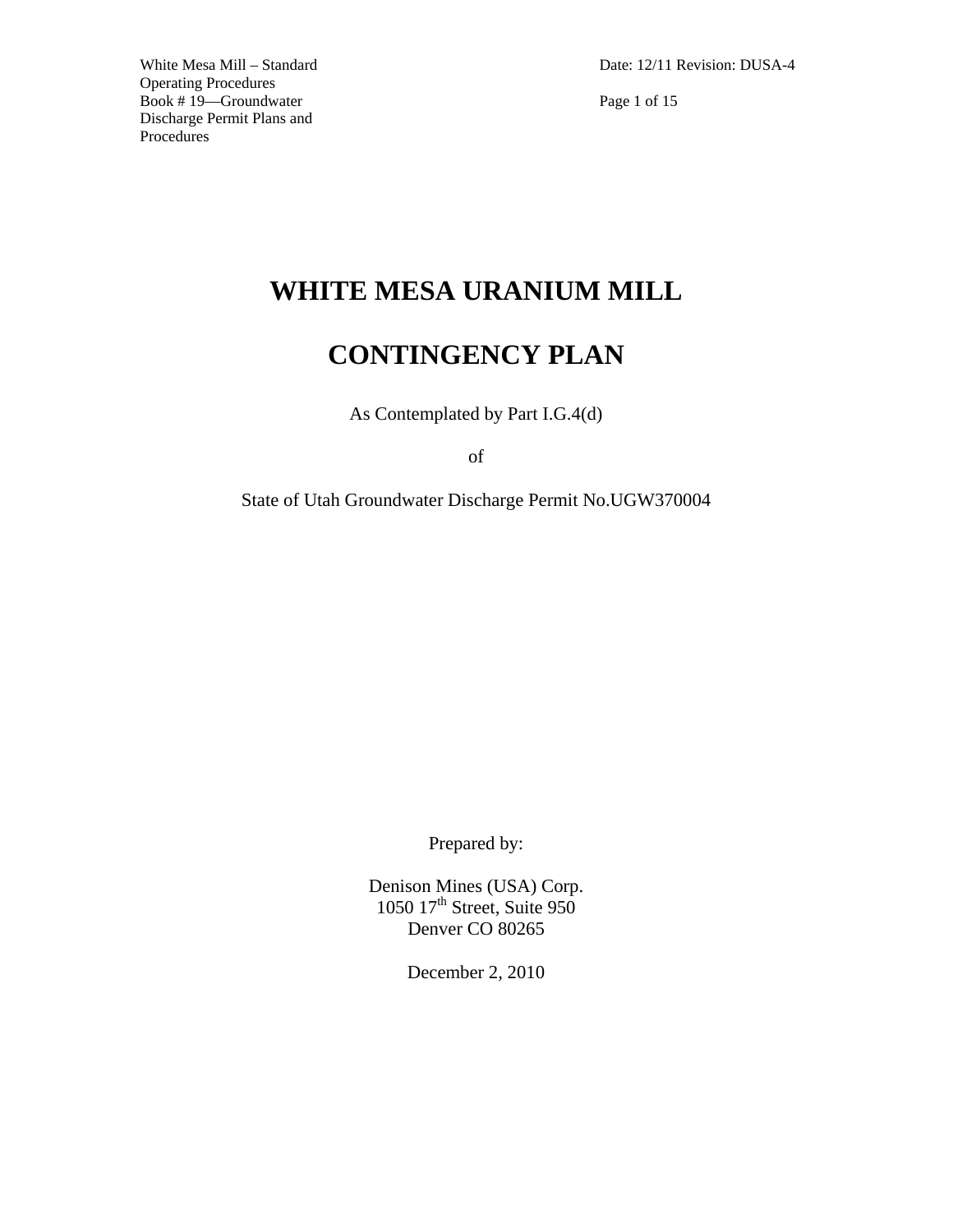# WHITE MESA URANIUM MILL

# CONTINGENCY PLAN

As Contemplated by Part I.G.4(d)

of

State of Utah Groundwater Discharge Permit No.UGW370004

Prepared by:

Denison Mines (USA) Corp.
1050 17th Street, Suite 950
Denver CO 80265

December 2, 2010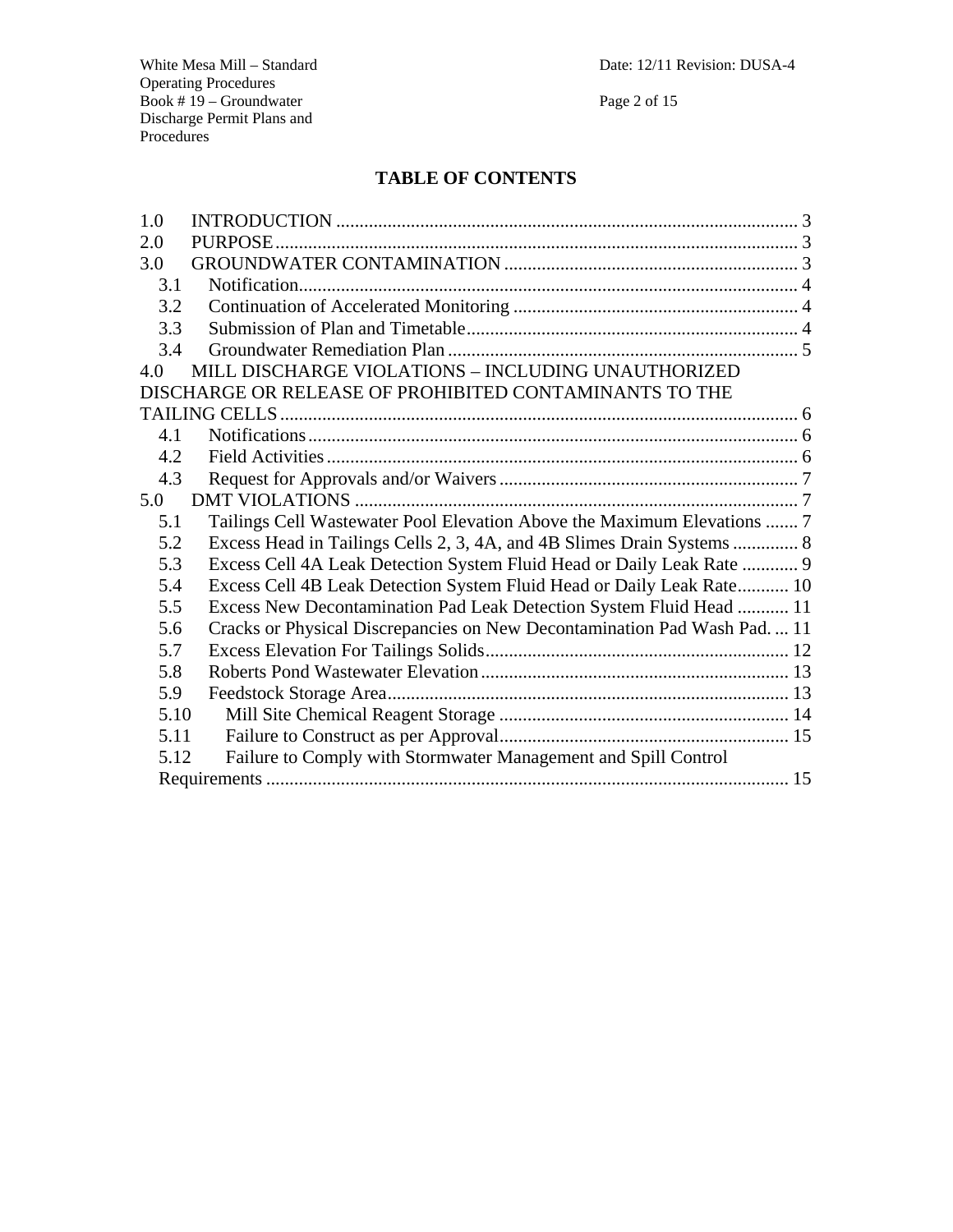# TABLE OF CONTENTS

1.0 INTRODUCTION .................................................................................................. 3
2.0 PURPOSE............................................................................................................... 3
3.0 GROUNDWATER CONTAMINATION ............................................................... 3
 3.1 Notification.......................................................................................................... 4
 3.2 Continuation of Accelerated Monitoring ............................................................. 4
 3.3 Submission of Plan and Timetable....................................................................... 4
 3.4 Groundwater Remediation Plan ........................................................................... 5
4.0 MILL DISCHARGE VIOLATIONS – INCLUDING UNAUTHORIZED DISCHARGE OR RELEASE OF PROHIBITED CONTAMINANTS TO THE TAILING CELLS............................................................................................................... 6
 4.1 Notifications......................................................................................................... 6
 4.2 Field Activities..................................................................................................... 6
 4.3 Request for Approvals and/or Waivers ................................................................ 7
5.0 DMT VIOLATIONS ............................................................................................... 7
 5.1 Tailings Cell Wastewater Pool Elevation Above the Maximum Elevations ....... 7
 5.2 Excess Head in Tailings Cells 2, 3, 4A, and 4B Slimes Drain Systems ............. 8
 5.3 Excess Cell 4A Leak Detection System Fluid Head or Daily Leak Rate ............ 9
 5.4 Excess Cell 4B Leak Detection System Fluid Head or Daily Leak Rate........... 10
 5.5 Excess New Decontamination Pad Leak Detection System Fluid Head ........... 11
 5.6 Cracks or Physical Discrepancies on New Decontamination Pad Wash Pad. ... 11
 5.7 Excess Elevation For Tailings Solids................................................................. 12
 5.8 Roberts Pond Wastewater Elevation.................................................................. 13
 5.9 Feedstock Storage Area...................................................................................... 13
 5.10 Mill Site Chemical Reagent Storage ............................................................. 14
 5.11 Failure to Construct as per Approval............................................................. 15
 5.12 Failure to Comply with Stormwater Management and Spill Control Requirements ............................................................................................................... 15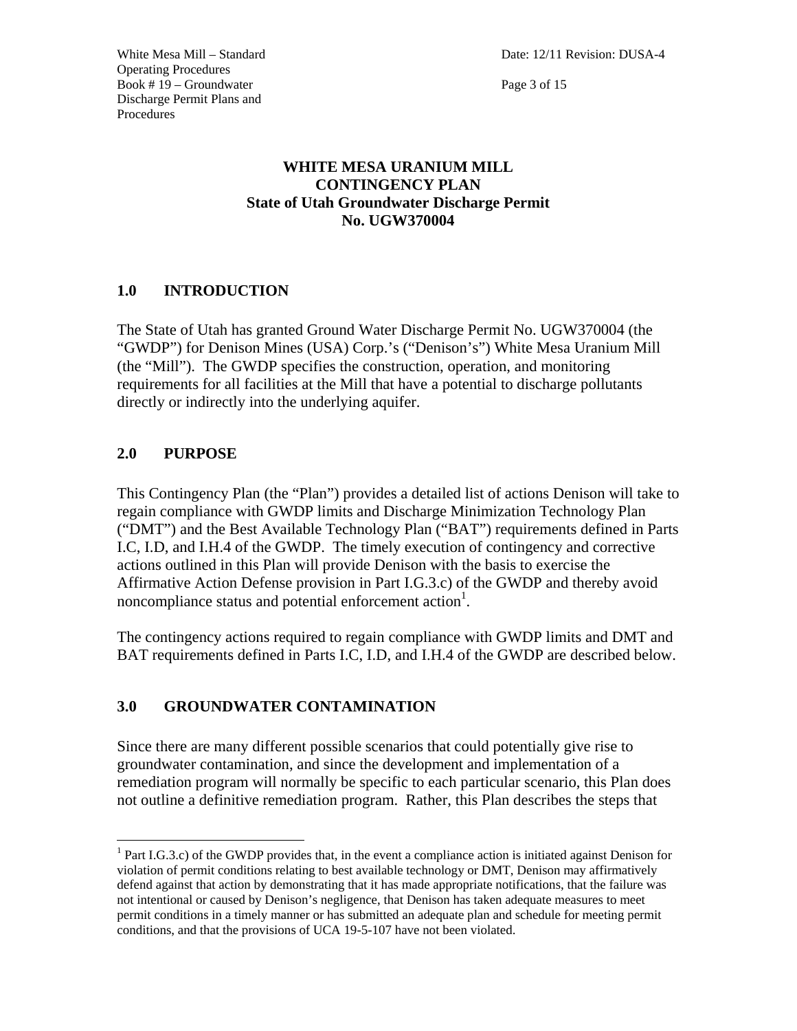# WHITE MESA URANIUM MILL
# CONTINGENCY PLAN
# State of Utah Groundwater Discharge Permit
# No. UGW370004

## 1.0 INTRODUCTION

The State of Utah has granted Ground Water Discharge Permit No. UGW370004 (the "GWDP") for Denison Mines (USA) Corp.'s ("Denison's") White Mesa Uranium Mill (the "Mill"). The GWDP specifies the construction, operation, and monitoring requirements for all facilities at the Mill that have a potential to discharge pollutants directly or indirectly into the underlying aquifer.

## 2.0 PURPOSE

This Contingency Plan (the "Plan") provides a detailed list of actions Denison will take to regain compliance with GWDP limits and Discharge Minimization Technology Plan ("DMT") and the Best Available Technology Plan ("BAT") requirements defined in Parts I.C, I.D, and I.H.4 of the GWDP. The timely execution of contingency and corrective actions outlined in this Plan will provide Denison with the basis to exercise the Affirmative Action Defense provision in Part I.G.3.c) of the GWDP and thereby avoid noncompliance status and potential enforcement action[1].

The contingency actions required to regain compliance with GWDP limits and DMT and BAT requirements defined in Parts I.C, I.D, and I.H.4 of the GWDP are described below.

## 3.0 GROUNDWATER CONTAMINATION

Since there are many different possible scenarios that could potentially give rise to groundwater contamination, and since the development and implementation of a remediation program will normally be specific to each particular scenario, this Plan does not outline a definitive remediation program. Rather, this Plan describes the steps that

---

[1] Part I.G.3.c) of the GWDP provides that, in the event a compliance action is initiated against Denison for violation of permit conditions relating to best available technology or DMT, Denison may affirmatively defend against that action by demonstrating that it has made appropriate notifications, that the failure was not intentional or caused by Denison's negligence, that Denison has taken adequate measures to meet permit conditions in a timely manner or has submitted an adequate plan and schedule for meeting permit conditions, and that the provisions of UCA 19-5-107 have not been violated.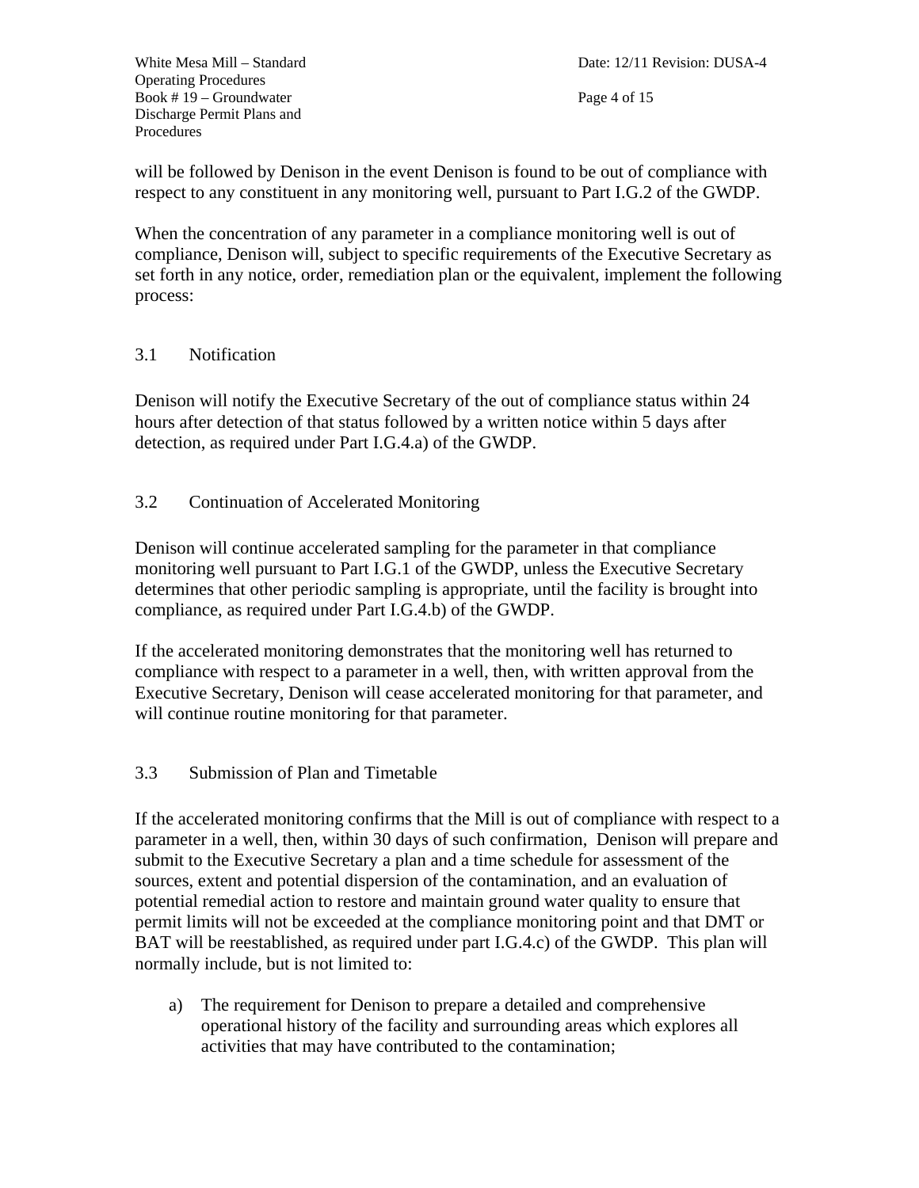will be followed by Denison in the event Denison is found to be out of compliance with respect to any constituent in any monitoring well, pursuant to Part I.G.2 of the GWDP.

When the concentration of any parameter in a compliance monitoring well is out of compliance, Denison will, subject to specific requirements of the Executive Secretary as set forth in any notice, order, remediation plan or the equivalent, implement the following process:

### 3.1 Notification

Denison will notify the Executive Secretary of the out of compliance status within 24 hours after detection of that status followed by a written notice within 5 days after detection, as required under Part I.G.4.a) of the GWDP.

### 3.2 Continuation of Accelerated Monitoring

Denison will continue accelerated sampling for the parameter in that compliance monitoring well pursuant to Part I.G.1 of the GWDP, unless the Executive Secretary determines that other periodic sampling is appropriate, until the facility is brought into compliance, as required under Part I.G.4.b) of the GWDP.

If the accelerated monitoring demonstrates that the monitoring well has returned to compliance with respect to a parameter in a well, then, with written approval from the Executive Secretary, Denison will cease accelerated monitoring for that parameter, and will continue routine monitoring for that parameter.

### 3.3 Submission of Plan and Timetable

If the accelerated monitoring confirms that the Mill is out of compliance with respect to a parameter in a well, then, within 30 days of such confirmation, Denison will prepare and submit to the Executive Secretary a plan and a time schedule for assessment of the sources, extent and potential dispersion of the contamination, and an evaluation of potential remedial action to restore and maintain ground water quality to ensure that permit limits will not be exceeded at the compliance monitoring point and that DMT or BAT will be reestablished, as required under part I.G.4.c) of the GWDP. This plan will normally include, but is not limited to:

a) The requirement for Denison to prepare a detailed and comprehensive operational history of the facility and surrounding areas which explores all activities that may have contributed to the contamination;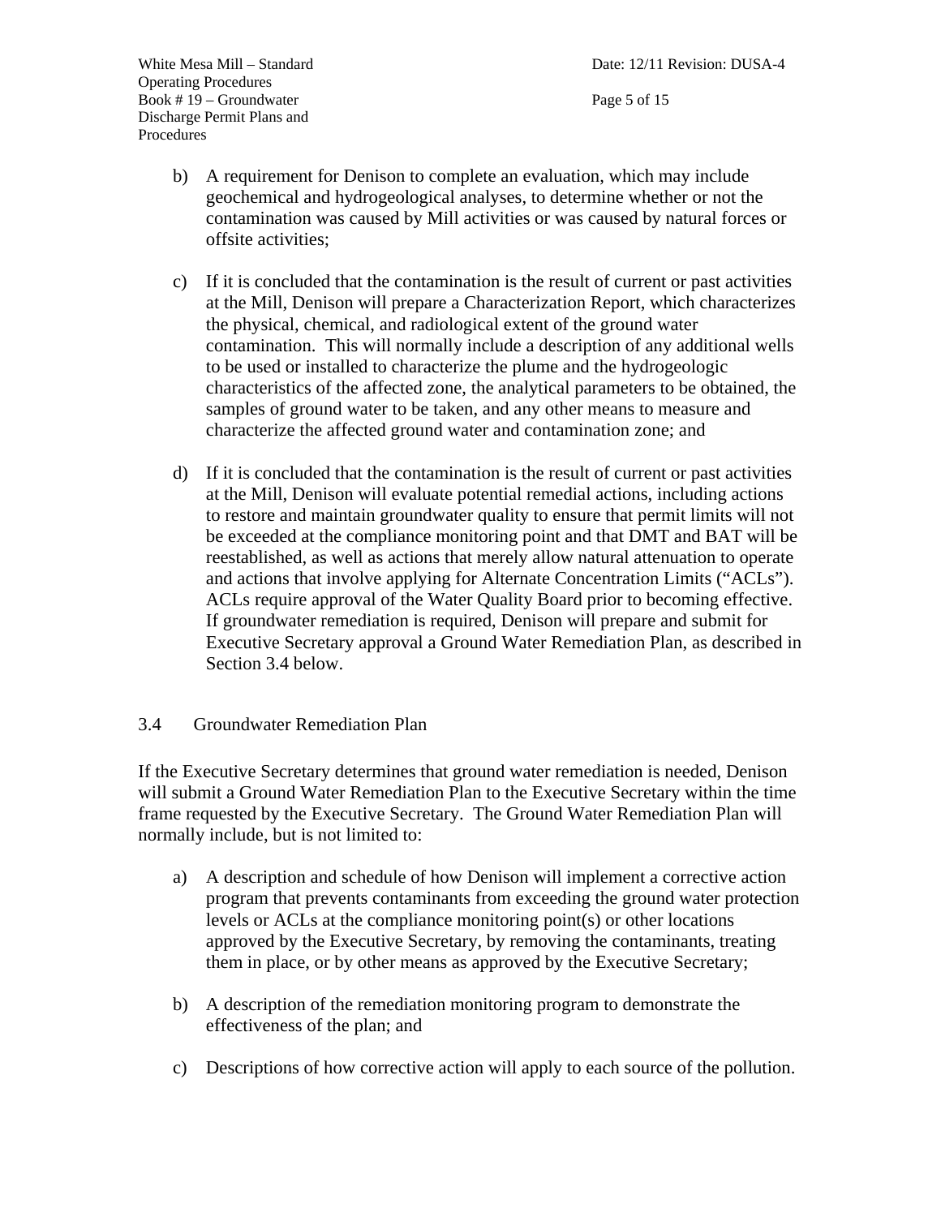b) A requirement for Denison to complete an evaluation, which may include geochemical and hydrogeological analyses, to determine whether or not the contamination was caused by Mill activities or was caused by natural forces or offsite activities;

c) If it is concluded that the contamination is the result of current or past activities at the Mill, Denison will prepare a Characterization Report, which characterizes the physical, chemical, and radiological extent of the ground water contamination. This will normally include a description of any additional wells to be used or installed to characterize the plume and the hydrogeologic characteristics of the affected zone, the analytical parameters to be obtained, the samples of ground water to be taken, and any other means to measure and characterize the affected ground water and contamination zone; and

d) If it is concluded that the contamination is the result of current or past activities at the Mill, Denison will evaluate potential remedial actions, including actions to restore and maintain groundwater quality to ensure that permit limits will not be exceeded at the compliance monitoring point and that DMT and BAT will be reestablished, as well as actions that merely allow natural attenuation to operate and actions that involve applying for Alternate Concentration Limits ("ACLs"). ACLs require approval of the Water Quality Board prior to becoming effective. If groundwater remediation is required, Denison will prepare and submit for Executive Secretary approval a Ground Water Remediation Plan, as described in Section 3.4 below.

## 3.4 Groundwater Remediation Plan

If the Executive Secretary determines that ground water remediation is needed, Denison will submit a Ground Water Remediation Plan to the Executive Secretary within the time frame requested by the Executive Secretary. The Ground Water Remediation Plan will normally include, but is not limited to:

a) A description and schedule of how Denison will implement a corrective action program that prevents contaminants from exceeding the ground water protection levels or ACLs at the compliance monitoring point(s) or other locations approved by the Executive Secretary, by removing the contaminants, treating them in place, or by other means as approved by the Executive Secretary;

b) A description of the remediation monitoring program to demonstrate the effectiveness of the plan; and

c) Descriptions of how corrective action will apply to each source of the pollution.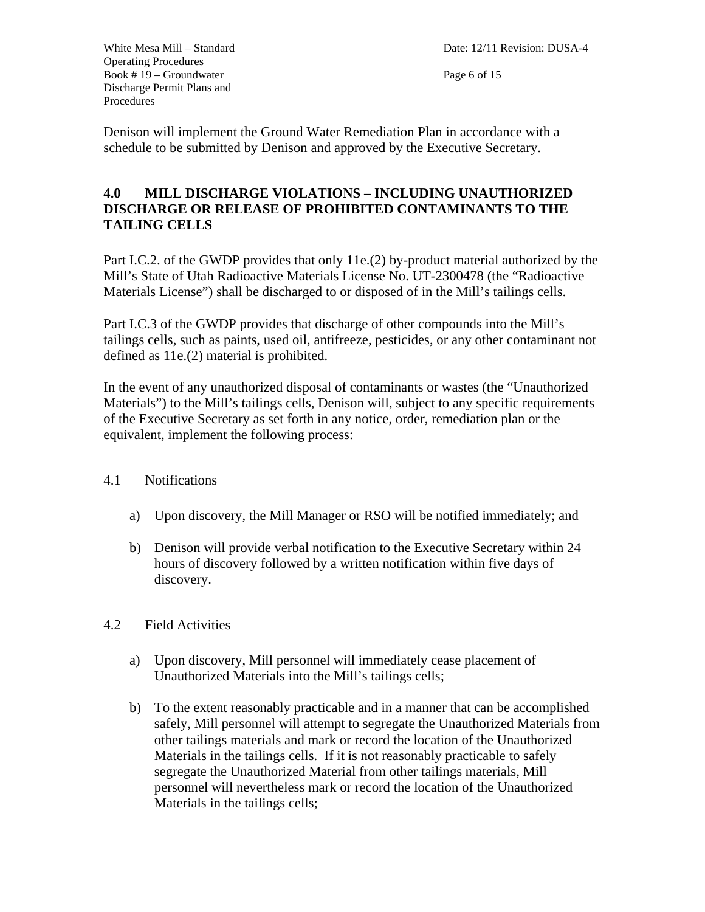Denison will implement the Ground Water Remediation Plan in accordance with a schedule to be submitted by Denison and approved by the Executive Secretary.

## 4.0 MILL DISCHARGE VIOLATIONS – INCLUDING UNAUTHORIZED DISCHARGE OR RELEASE OF PROHIBITED CONTAMINANTS TO THE TAILING CELLS

Part I.C.2. of the GWDP provides that only 11e.(2) by-product material authorized by the Mill's State of Utah Radioactive Materials License No. UT-2300478 (the "Radioactive Materials License") shall be discharged to or disposed of in the Mill's tailings cells.

Part I.C.3 of the GWDP provides that discharge of other compounds into the Mill's tailings cells, such as paints, used oil, antifreeze, pesticides, or any other contaminant not defined as 11e.(2) material is prohibited.

In the event of any unauthorized disposal of contaminants or wastes (the "Unauthorized Materials") to the Mill's tailings cells, Denison will, subject to any specific requirements of the Executive Secretary as set forth in any notice, order, remediation plan or the equivalent, implement the following process:

### 4.1 Notifications

a) Upon discovery, the Mill Manager or RSO will be notified immediately; and

b) Denison will provide verbal notification to the Executive Secretary within 24 hours of discovery followed by a written notification within five days of discovery.

### 4.2 Field Activities

a) Upon discovery, Mill personnel will immediately cease placement of Unauthorized Materials into the Mill's tailings cells;

b) To the extent reasonably practicable and in a manner that can be accomplished safely, Mill personnel will attempt to segregate the Unauthorized Materials from other tailings materials and mark or record the location of the Unauthorized Materials in the tailings cells. If it is not reasonably practicable to safely segregate the Unauthorized Material from other tailings materials, Mill personnel will nevertheless mark or record the location of the Unauthorized Materials in the tailings cells;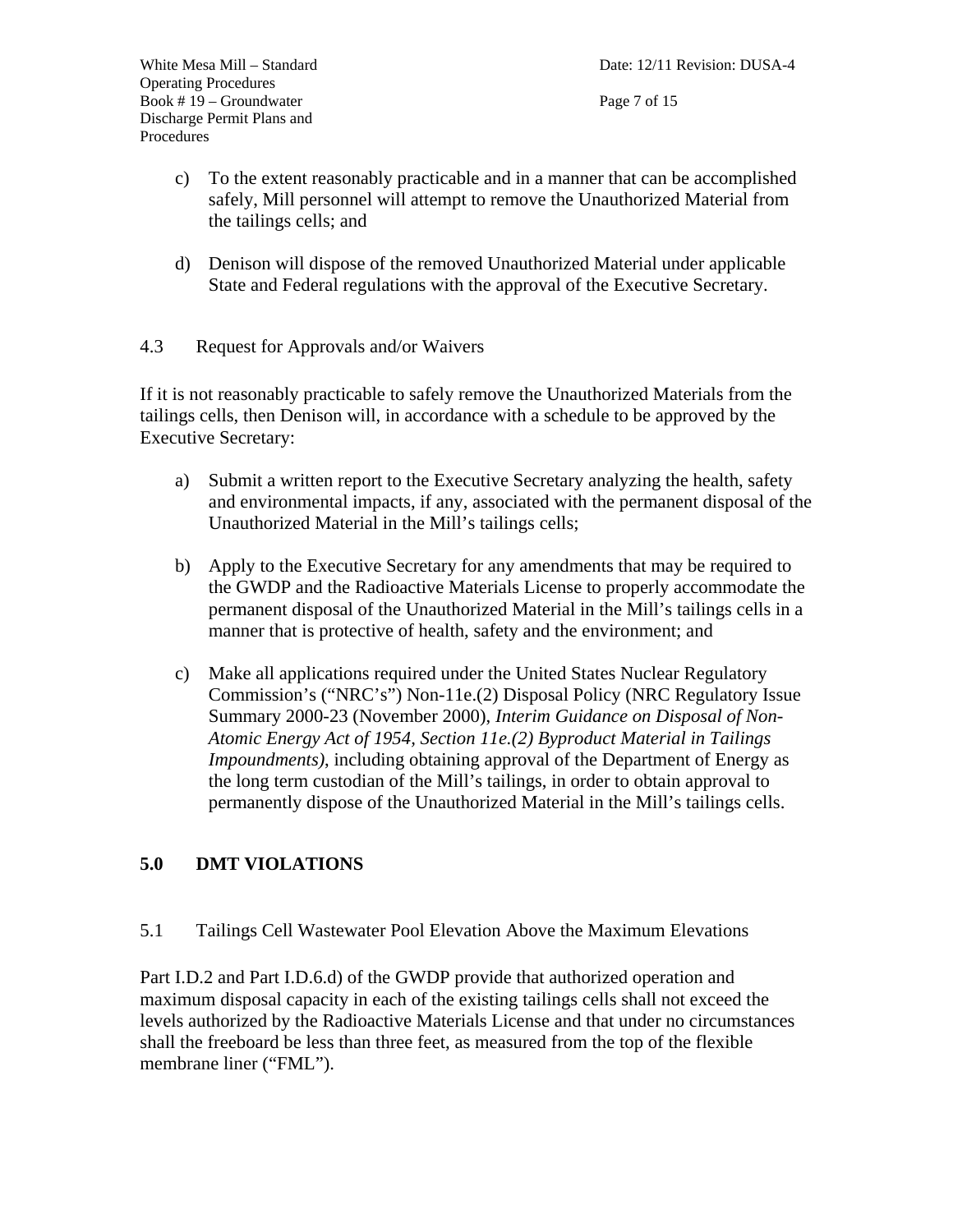c) To the extent reasonably practicable and in a manner that can be accomplished safely, Mill personnel will attempt to remove the Unauthorized Material from the tailings cells; and

d) Denison will dispose of the removed Unauthorized Material under applicable State and Federal regulations with the approval of the Executive Secretary.

4.3 Request for Approvals and/or Waivers

If it is not reasonably practicable to safely remove the Unauthorized Materials from the tailings cells, then Denison will, in accordance with a schedule to be approved by the Executive Secretary:

a) Submit a written report to the Executive Secretary analyzing the health, safety and environmental impacts, if any, associated with the permanent disposal of the Unauthorized Material in the Mill's tailings cells;

b) Apply to the Executive Secretary for any amendments that may be required to the GWDP and the Radioactive Materials License to properly accommodate the permanent disposal of the Unauthorized Material in the Mill's tailings cells in a manner that is protective of health, safety and the environment; and

c) Make all applications required under the United States Nuclear Regulatory Commission's ("NRC's") Non-11e.(2) Disposal Policy (NRC Regulatory Issue Summary 2000-23 (November 2000), *Interim Guidance on Disposal of Non-Atomic Energy Act of 1954, Section 11e.(2) Byproduct Material in Tailings Impoundments)*, including obtaining approval of the Department of Energy as the long term custodian of the Mill's tailings, in order to obtain approval to permanently dispose of the Unauthorized Material in the Mill's tailings cells.

## 5.0 DMT VIOLATIONS

5.1 Tailings Cell Wastewater Pool Elevation Above the Maximum Elevations

Part I.D.2 and Part I.D.6.d) of the GWDP provide that authorized operation and maximum disposal capacity in each of the existing tailings cells shall not exceed the levels authorized by the Radioactive Materials License and that under no circumstances shall the freeboard be less than three feet, as measured from the top of the flexible membrane liner ("FML").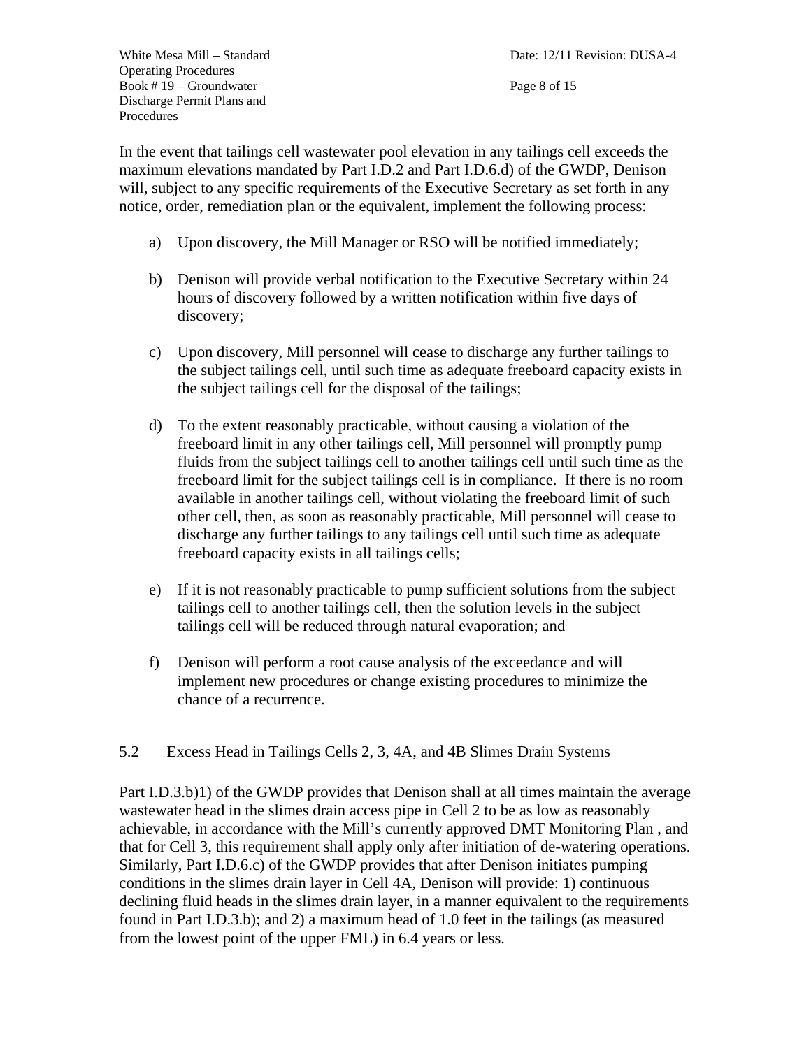In the event that tailings cell wastewater pool elevation in any tailings cell exceeds the maximum elevations mandated by Part I.D.2 and Part I.D.6.d) of the GWDP, Denison will, subject to any specific requirements of the Executive Secretary as set forth in any notice, order, remediation plan or the equivalent, implement the following process:

a) Upon discovery, the Mill Manager or RSO will be notified immediately;

b) Denison will provide verbal notification to the Executive Secretary within 24 hours of discovery followed by a written notification within five days of discovery;

c) Upon discovery, Mill personnel will cease to discharge any further tailings to the subject tailings cell, until such time as adequate freeboard capacity exists in the subject tailings cell for the disposal of the tailings;

d) To the extent reasonably practicable, without causing a violation of the freeboard limit in any other tailings cell, Mill personnel will promptly pump fluids from the subject tailings cell to another tailings cell until such time as the freeboard limit for the subject tailings cell is in compliance. If there is no room available in another tailings cell, without violating the freeboard limit of such other cell, then, as soon as reasonably practicable, Mill personnel will cease to discharge any further tailings to any tailings cell until such time as adequate freeboard capacity exists in all tailings cells;

e) If it is not reasonably practicable to pump sufficient solutions from the subject tailings cell to another tailings cell, then the solution levels in the subject tailings cell will be reduced through natural evaporation; and

f) Denison will perform a root cause analysis of the exceedance and will implement new procedures or change existing procedures to minimize the chance of a recurrence.

## 5.2 Excess Head in Tailings Cells 2, 3, 4A, and 4B Slimes Drain Systems

Part I.D.3.b)1) of the GWDP provides that Denison shall at all times maintain the average wastewater head in the slimes drain access pipe in Cell 2 to be as low as reasonably achievable, in accordance with the Mill's currently approved DMT Monitoring Plan , and that for Cell 3, this requirement shall apply only after initiation of de-watering operations. Similarly, Part I.D.6.c) of the GWDP provides that after Denison initiates pumping conditions in the slimes drain layer in Cell 4A, Denison will provide: 1) continuous declining fluid heads in the slimes drain layer, in a manner equivalent to the requirements found in Part I.D.3.b); and 2) a maximum head of 1.0 feet in the tailings (as measured from the lowest point of the upper FML) in 6.4 years or less.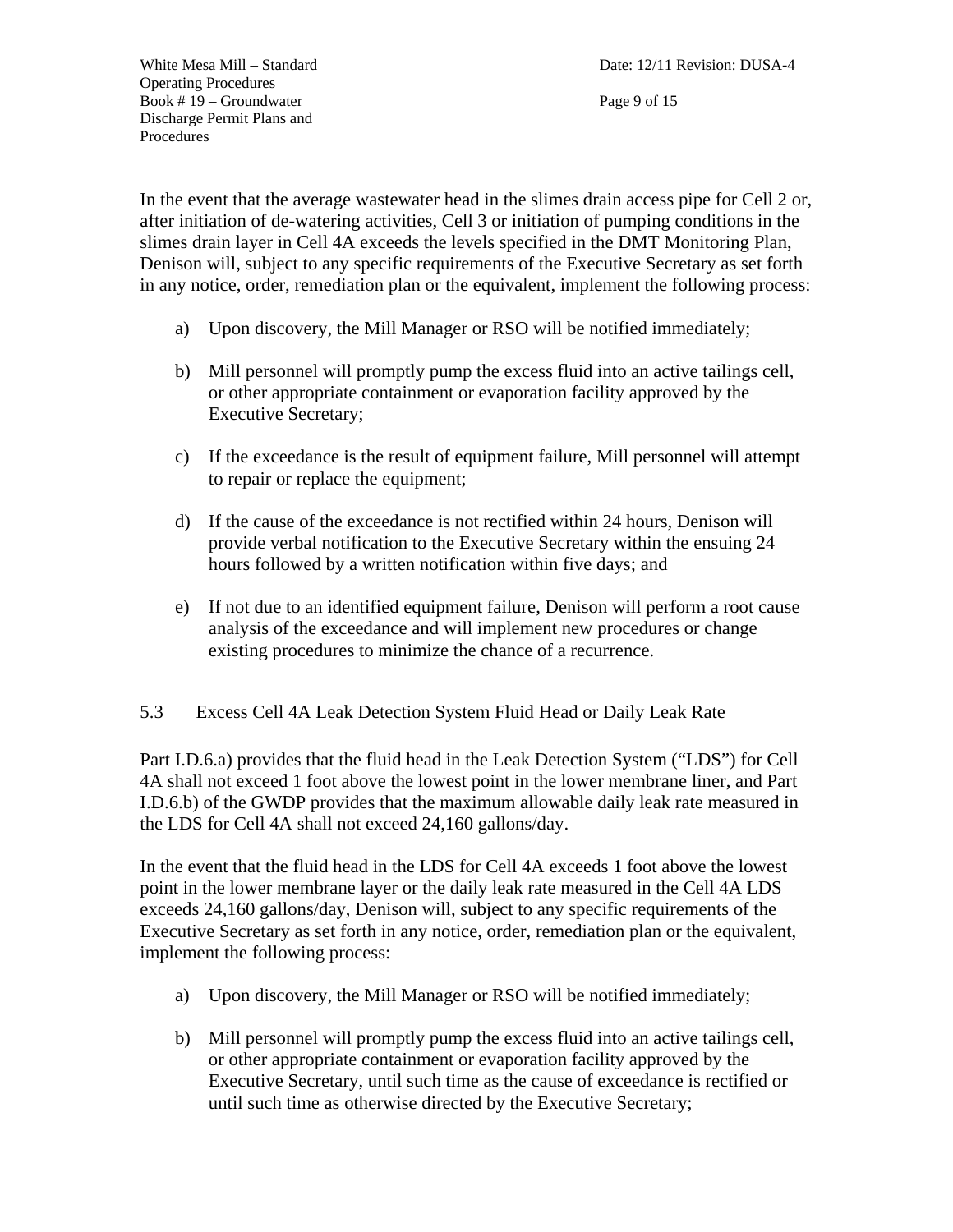In the event that the average wastewater head in the slimes drain access pipe for Cell 2 or, after initiation of de-watering activities, Cell 3 or initiation of pumping conditions in the slimes drain layer in Cell 4A exceeds the levels specified in the DMT Monitoring Plan, Denison will, subject to any specific requirements of the Executive Secretary as set forth in any notice, order, remediation plan or the equivalent, implement the following process:

a) Upon discovery, the Mill Manager or RSO will be notified immediately;

b) Mill personnel will promptly pump the excess fluid into an active tailings cell, or other appropriate containment or evaporation facility approved by the Executive Secretary;

c) If the exceedance is the result of equipment failure, Mill personnel will attempt to repair or replace the equipment;

d) If the cause of the exceedance is not rectified within 24 hours, Denison will provide verbal notification to the Executive Secretary within the ensuing 24 hours followed by a written notification within five days; and

e) If not due to an identified equipment failure, Denison will perform a root cause analysis of the exceedance and will implement new procedures or change existing procedures to minimize the chance of a recurrence.

## 5.3 Excess Cell 4A Leak Detection System Fluid Head or Daily Leak Rate

Part I.D.6.a) provides that the fluid head in the Leak Detection System ("LDS") for Cell 4A shall not exceed 1 foot above the lowest point in the lower membrane liner, and Part I.D.6.b) of the GWDP provides that the maximum allowable daily leak rate measured in the LDS for Cell 4A shall not exceed 24,160 gallons/day.

In the event that the fluid head in the LDS for Cell 4A exceeds 1 foot above the lowest point in the lower membrane layer or the daily leak rate measured in the Cell 4A LDS exceeds 24,160 gallons/day, Denison will, subject to any specific requirements of the Executive Secretary as set forth in any notice, order, remediation plan or the equivalent, implement the following process:

a) Upon discovery, the Mill Manager or RSO will be notified immediately;

b) Mill personnel will promptly pump the excess fluid into an active tailings cell, or other appropriate containment or evaporation facility approved by the Executive Secretary, until such time as the cause of exceedance is rectified or until such time as otherwise directed by the Executive Secretary;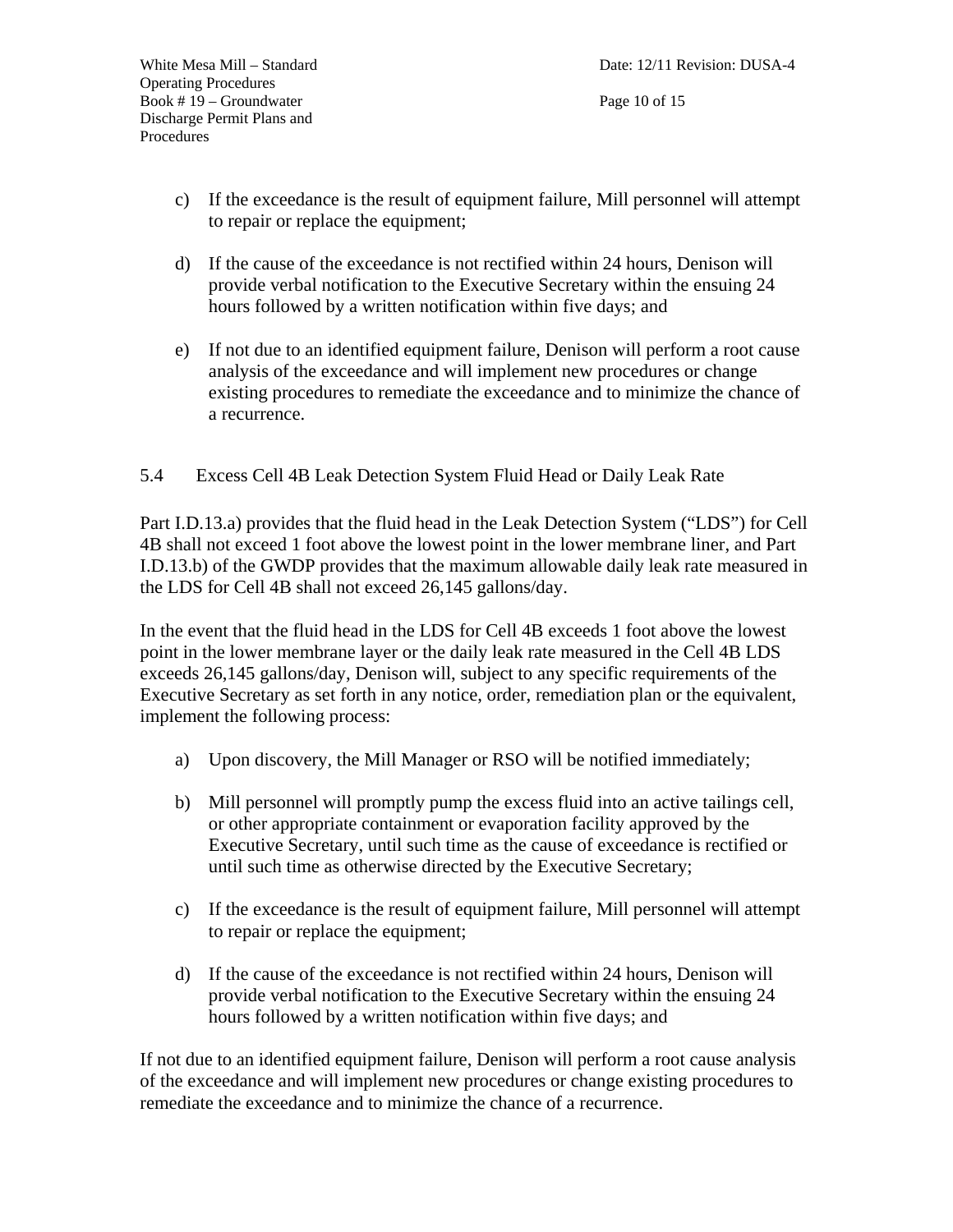c) If the exceedance is the result of equipment failure, Mill personnel will attempt to repair or replace the equipment;

d) If the cause of the exceedance is not rectified within 24 hours, Denison will provide verbal notification to the Executive Secretary within the ensuing 24 hours followed by a written notification within five days; and

e) If not due to an identified equipment failure, Denison will perform a root cause analysis of the exceedance and will implement new procedures or change existing procedures to remediate the exceedance and to minimize the chance of a recurrence.

## 5.4 Excess Cell 4B Leak Detection System Fluid Head or Daily Leak Rate

Part I.D.13.a) provides that the fluid head in the Leak Detection System ("LDS") for Cell 4B shall not exceed 1 foot above the lowest point in the lower membrane liner, and Part I.D.13.b) of the GWDP provides that the maximum allowable daily leak rate measured in the LDS for Cell 4B shall not exceed 26,145 gallons/day.

In the event that the fluid head in the LDS for Cell 4B exceeds 1 foot above the lowest point in the lower membrane layer or the daily leak rate measured in the Cell 4B LDS exceeds 26,145 gallons/day, Denison will, subject to any specific requirements of the Executive Secretary as set forth in any notice, order, remediation plan or the equivalent, implement the following process:

a) Upon discovery, the Mill Manager or RSO will be notified immediately;

b) Mill personnel will promptly pump the excess fluid into an active tailings cell, or other appropriate containment or evaporation facility approved by the Executive Secretary, until such time as the cause of exceedance is rectified or until such time as otherwise directed by the Executive Secretary;

c) If the exceedance is the result of equipment failure, Mill personnel will attempt to repair or replace the equipment;

d) If the cause of the exceedance is not rectified within 24 hours, Denison will provide verbal notification to the Executive Secretary within the ensuing 24 hours followed by a written notification within five days; and

If not due to an identified equipment failure, Denison will perform a root cause analysis of the exceedance and will implement new procedures or change existing procedures to remediate the exceedance and to minimize the chance of a recurrence.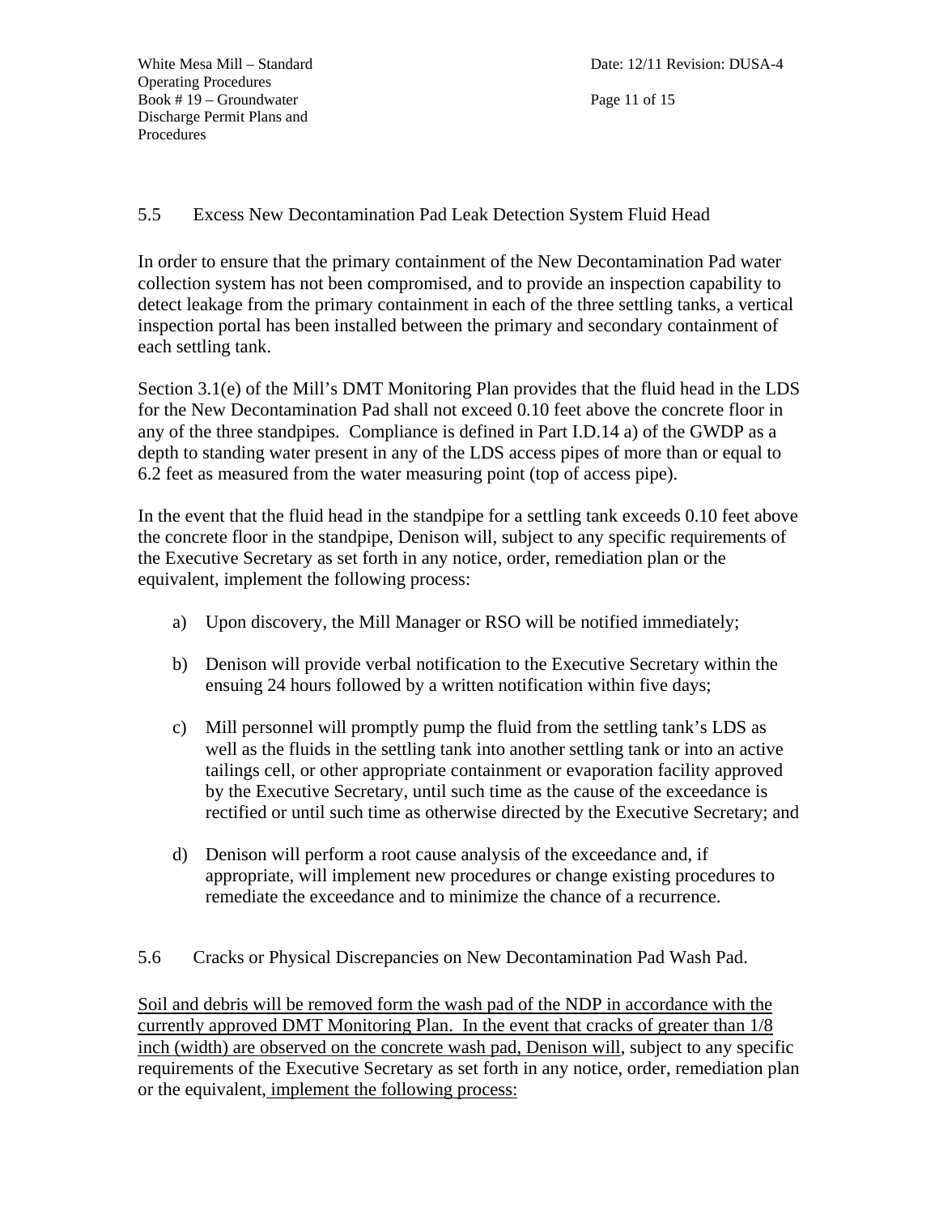### 5.5 Excess New Decontamination Pad Leak Detection System Fluid Head

In order to ensure that the primary containment of the New Decontamination Pad water collection system has not been compromised, and to provide an inspection capability to detect leakage from the primary containment in each of the three settling tanks, a vertical inspection portal has been installed between the primary and secondary containment of each settling tank.

Section 3.1(e) of the Mill's DMT Monitoring Plan provides that the fluid head in the LDS for the New Decontamination Pad shall not exceed 0.10 feet above the concrete floor in any of the three standpipes. Compliance is defined in Part I.D.14 a) of the GWDP as a depth to standing water present in any of the LDS access pipes of more than or equal to 6.2 feet as measured from the water measuring point (top of access pipe).

In the event that the fluid head in the standpipe for a settling tank exceeds 0.10 feet above the concrete floor in the standpipe, Denison will, subject to any specific requirements of the Executive Secretary as set forth in any notice, order, remediation plan or the equivalent, implement the following process:

a) Upon discovery, the Mill Manager or RSO will be notified immediately;

b) Denison will provide verbal notification to the Executive Secretary within the ensuing 24 hours followed by a written notification within five days;

c) Mill personnel will promptly pump the fluid from the settling tank's LDS as well as the fluids in the settling tank into another settling tank or into an active tailings cell, or other appropriate containment or evaporation facility approved by the Executive Secretary, until such time as the cause of the exceedance is rectified or until such time as otherwise directed by the Executive Secretary; and

d) Denison will perform a root cause analysis of the exceedance and, if appropriate, will implement new procedures or change existing procedures to remediate the exceedance and to minimize the chance of a recurrence.

### 5.6 Cracks or Physical Discrepancies on New Decontamination Pad Wash Pad.

Soil and debris will be removed form the wash pad of the NDP in accordance with the currently approved DMT Monitoring Plan. In the event that cracks of greater than 1/8 inch (width) are observed on the concrete wash pad, Denison will, subject to any specific requirements of the Executive Secretary as set forth in any notice, order, remediation plan or the equivalent, implement the following process: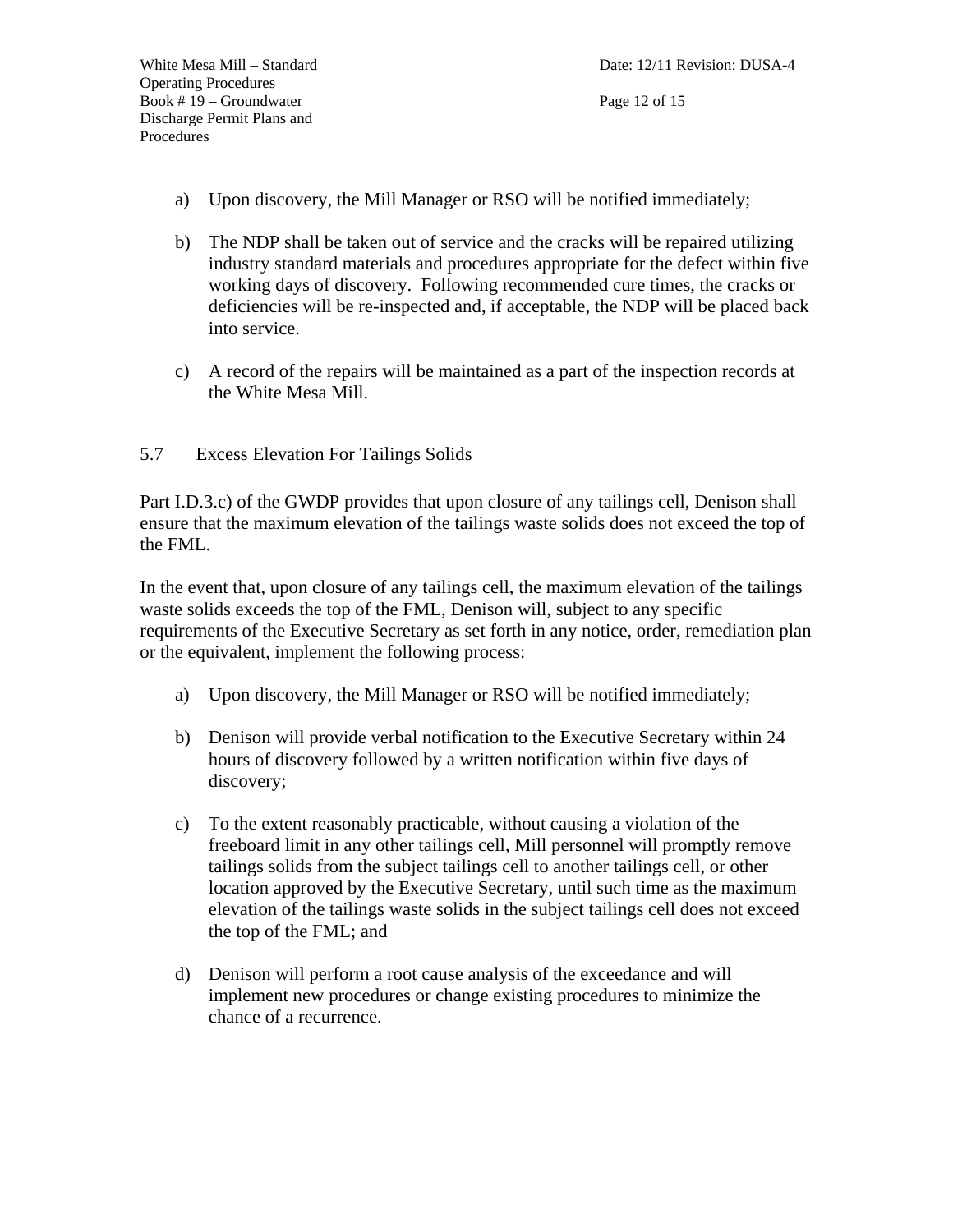a) Upon discovery, the Mill Manager or RSO will be notified immediately;

b) The NDP shall be taken out of service and the cracks will be repaired utilizing industry standard materials and procedures appropriate for the defect within five working days of discovery. Following recommended cure times, the cracks or deficiencies will be re-inspected and, if acceptable, the NDP will be placed back into service.

c) A record of the repairs will be maintained as a part of the inspection records at the White Mesa Mill.

## 5.7 Excess Elevation For Tailings Solids

Part I.D.3.c) of the GWDP provides that upon closure of any tailings cell, Denison shall ensure that the maximum elevation of the tailings waste solids does not exceed the top of the FML.

In the event that, upon closure of any tailings cell, the maximum elevation of the tailings waste solids exceeds the top of the FML, Denison will, subject to any specific requirements of the Executive Secretary as set forth in any notice, order, remediation plan or the equivalent, implement the following process:

a) Upon discovery, the Mill Manager or RSO will be notified immediately;

b) Denison will provide verbal notification to the Executive Secretary within 24 hours of discovery followed by a written notification within five days of discovery;

c) To the extent reasonably practicable, without causing a violation of the freeboard limit in any other tailings cell, Mill personnel will promptly remove tailings solids from the subject tailings cell to another tailings cell, or other location approved by the Executive Secretary, until such time as the maximum elevation of the tailings waste solids in the subject tailings cell does not exceed the top of the FML; and

d) Denison will perform a root cause analysis of the exceedance and will implement new procedures or change existing procedures to minimize the chance of a recurrence.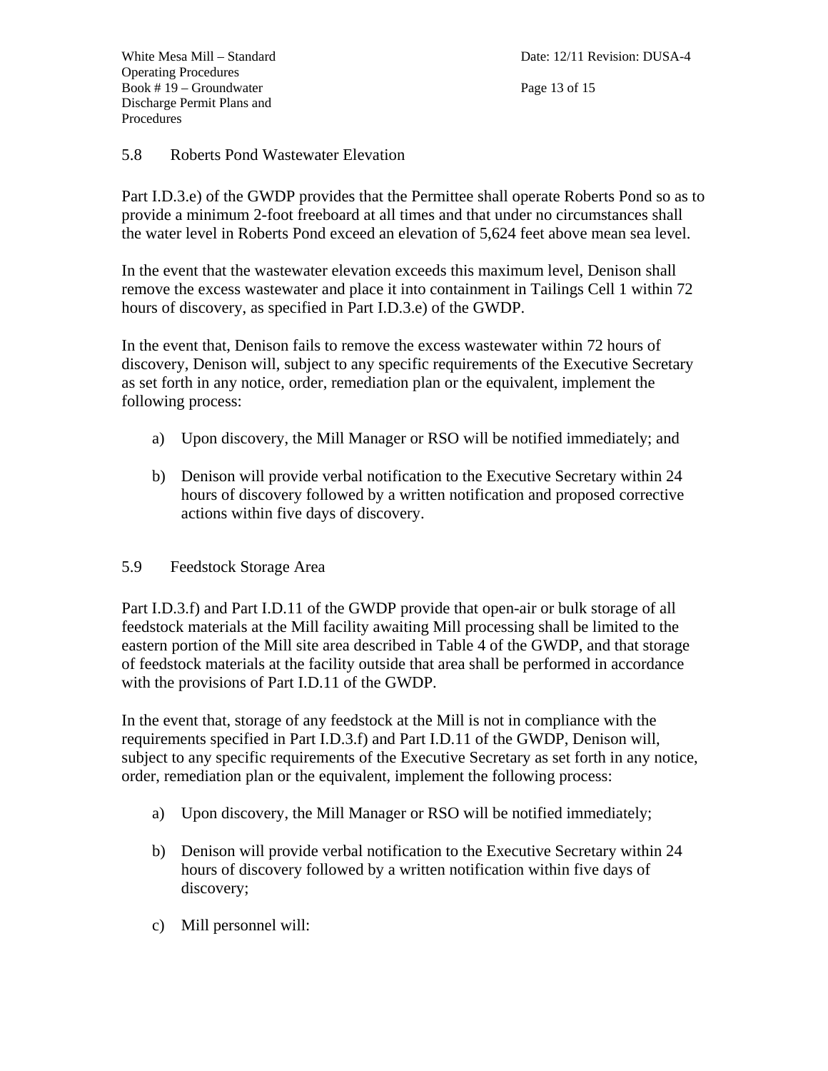### 5.8 Roberts Pond Wastewater Elevation

Part I.D.3.e) of the GWDP provides that the Permittee shall operate Roberts Pond so as to provide a minimum 2-foot freeboard at all times and that under no circumstances shall the water level in Roberts Pond exceed an elevation of 5,624 feet above mean sea level.

In the event that the wastewater elevation exceeds this maximum level, Denison shall remove the excess wastewater and place it into containment in Tailings Cell 1 within 72 hours of discovery, as specified in Part I.D.3.e) of the GWDP.

In the event that, Denison fails to remove the excess wastewater within 72 hours of discovery, Denison will, subject to any specific requirements of the Executive Secretary as set forth in any notice, order, remediation plan or the equivalent, implement the following process:

a) Upon discovery, the Mill Manager or RSO will be notified immediately; and

b) Denison will provide verbal notification to the Executive Secretary within 24 hours of discovery followed by a written notification and proposed corrective actions within five days of discovery.

### 5.9 Feedstock Storage Area

Part I.D.3.f) and Part I.D.11 of the GWDP provide that open-air or bulk storage of all feedstock materials at the Mill facility awaiting Mill processing shall be limited to the eastern portion of the Mill site area described in Table 4 of the GWDP, and that storage of feedstock materials at the facility outside that area shall be performed in accordance with the provisions of Part I.D.11 of the GWDP.

In the event that, storage of any feedstock at the Mill is not in compliance with the requirements specified in Part I.D.3.f) and Part I.D.11 of the GWDP, Denison will, subject to any specific requirements of the Executive Secretary as set forth in any notice, order, remediation plan or the equivalent, implement the following process:

a) Upon discovery, the Mill Manager or RSO will be notified immediately;

b) Denison will provide verbal notification to the Executive Secretary within 24 hours of discovery followed by a written notification within five days of discovery;

c) Mill personnel will: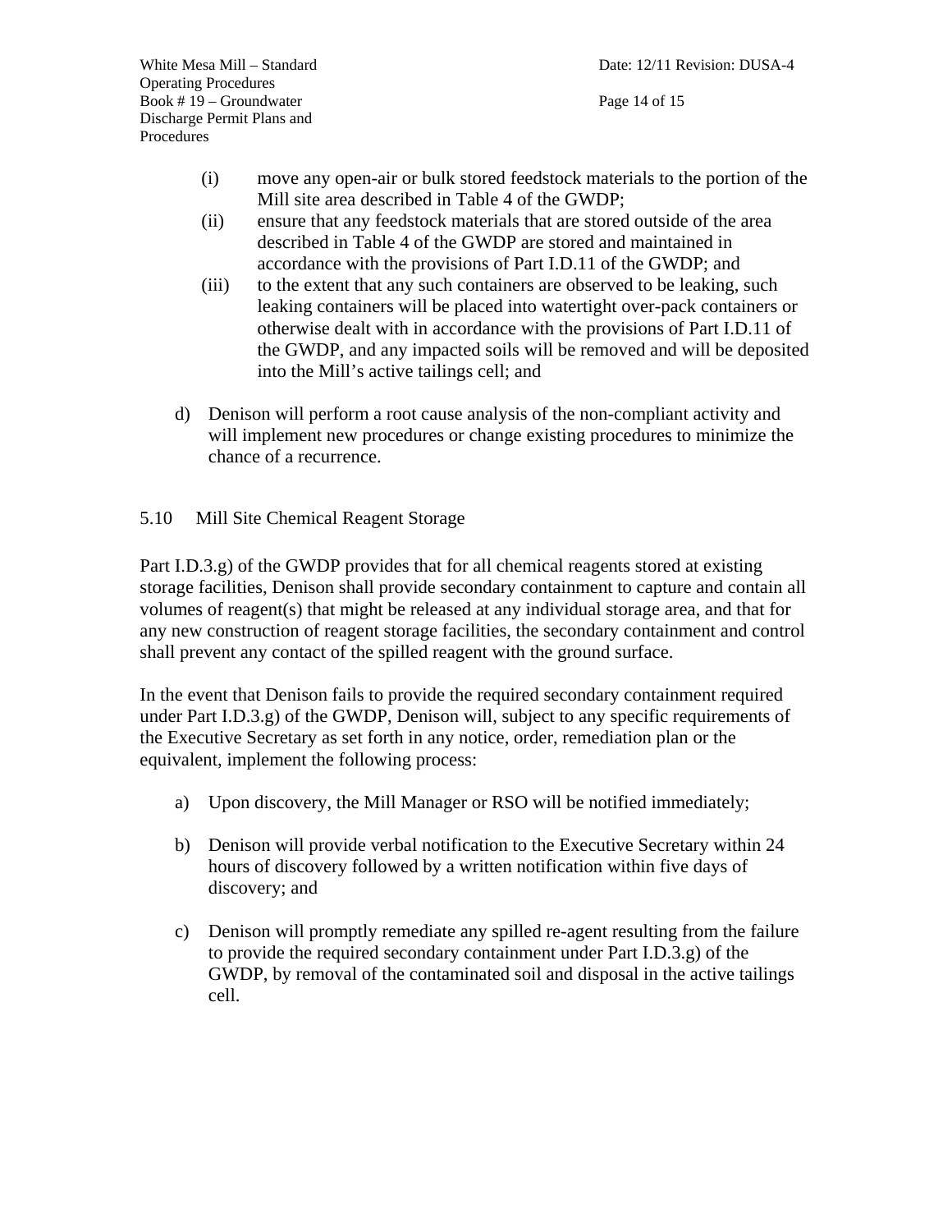(i) move any open-air or bulk stored feedstock materials to the portion of the Mill site area described in Table 4 of the GWDP;

(ii) ensure that any feedstock materials that are stored outside of the area described in Table 4 of the GWDP are stored and maintained in accordance with the provisions of Part I.D.11 of the GWDP; and

(iii) to the extent that any such containers are observed to be leaking, such leaking containers will be placed into watertight over-pack containers or otherwise dealt with in accordance with the provisions of Part I.D.11 of the GWDP, and any impacted soils will be removed and will be deposited into the Mill's active tailings cell; and

d) Denison will perform a root cause analysis of the non-compliant activity and will implement new procedures or change existing procedures to minimize the chance of a recurrence.

## 5.10 Mill Site Chemical Reagent Storage

Part I.D.3.g) of the GWDP provides that for all chemical reagents stored at existing storage facilities, Denison shall provide secondary containment to capture and contain all volumes of reagent(s) that might be released at any individual storage area, and that for any new construction of reagent storage facilities, the secondary containment and control shall prevent any contact of the spilled reagent with the ground surface.

In the event that Denison fails to provide the required secondary containment required under Part I.D.3.g) of the GWDP, Denison will, subject to any specific requirements of the Executive Secretary as set forth in any notice, order, remediation plan or the equivalent, implement the following process:

a) Upon discovery, the Mill Manager or RSO will be notified immediately;

b) Denison will provide verbal notification to the Executive Secretary within 24 hours of discovery followed by a written notification within five days of discovery; and

c) Denison will promptly remediate any spilled re-agent resulting from the failure to provide the required secondary containment under Part I.D.3.g) of the GWDP, by removal of the contaminated soil and disposal in the active tailings cell.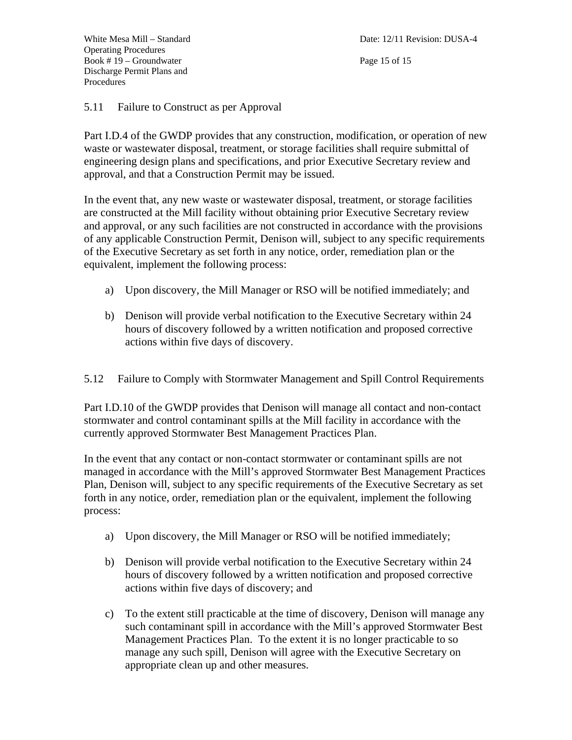### 5.11 Failure to Construct as per Approval

Part I.D.4 of the GWDP provides that any construction, modification, or operation of new waste or wastewater disposal, treatment, or storage facilities shall require submittal of engineering design plans and specifications, and prior Executive Secretary review and approval, and that a Construction Permit may be issued.

In the event that, any new waste or wastewater disposal, treatment, or storage facilities are constructed at the Mill facility without obtaining prior Executive Secretary review and approval, or any such facilities are not constructed in accordance with the provisions of any applicable Construction Permit, Denison will, subject to any specific requirements of the Executive Secretary as set forth in any notice, order, remediation plan or the equivalent, implement the following process:

a) Upon discovery, the Mill Manager or RSO will be notified immediately; and

b) Denison will provide verbal notification to the Executive Secretary within 24 hours of discovery followed by a written notification and proposed corrective actions within five days of discovery.

### 5.12 Failure to Comply with Stormwater Management and Spill Control Requirements

Part I.D.10 of the GWDP provides that Denison will manage all contact and non-contact stormwater and control contaminant spills at the Mill facility in accordance with the currently approved Stormwater Best Management Practices Plan.

In the event that any contact or non-contact stormwater or contaminant spills are not managed in accordance with the Mill's approved Stormwater Best Management Practices Plan, Denison will, subject to any specific requirements of the Executive Secretary as set forth in any notice, order, remediation plan or the equivalent, implement the following process:

a) Upon discovery, the Mill Manager or RSO will be notified immediately;

b) Denison will provide verbal notification to the Executive Secretary within 24 hours of discovery followed by a written notification and proposed corrective actions within five days of discovery; and

c) To the extent still practicable at the time of discovery, Denison will manage any such contaminant spill in accordance with the Mill's approved Stormwater Best Management Practices Plan. To the extent it is no longer practicable to so manage any such spill, Denison will agree with the Executive Secretary on appropriate clean up and other measures.